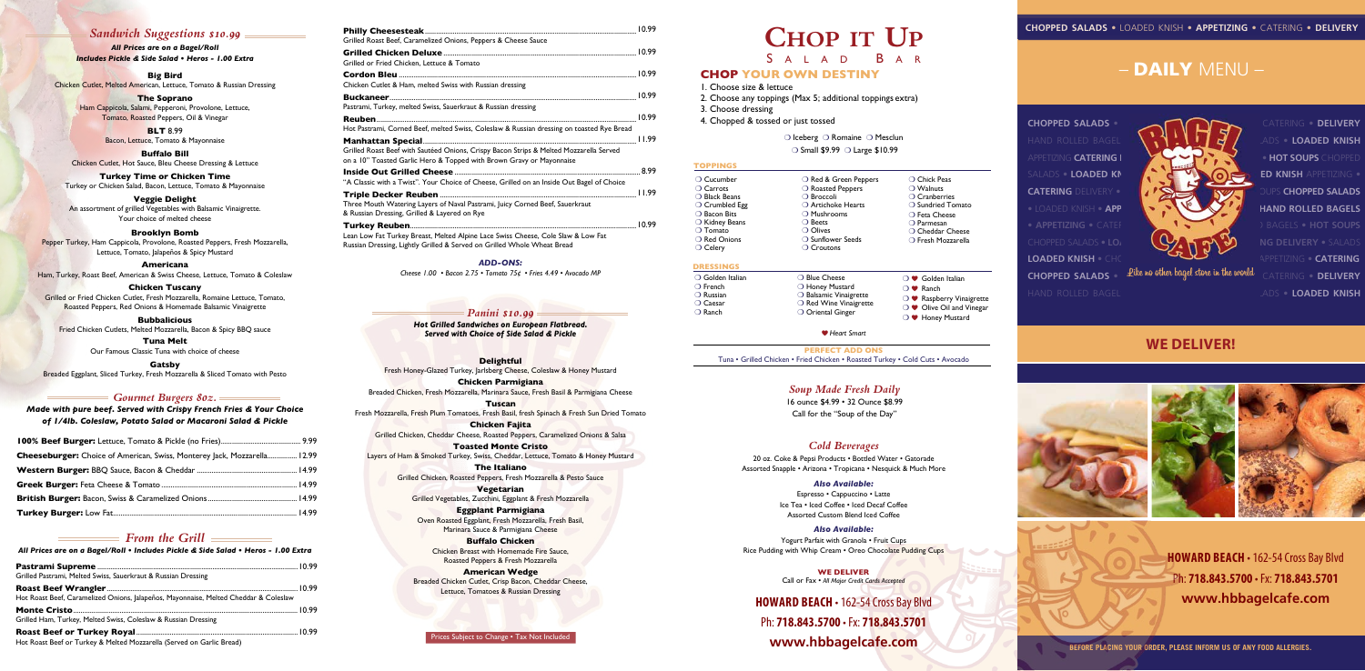## Sandwich Suggestions $10.99

***All Prices are on a Bagel/Roll***
***Includes Pickle & Side Salad • Heros - 1.00 Extra***

**Big Bird**
Chicken Cutlet, Melted American, Lettuce, Tomato & Russian Dressing

**The Soprano**
Ham Cappicola, Salami, Pepperoni, Provolone, Lettuce, Tomato, Roasted Peppers, Oil & Vinegar

**BLT** 8.99
Bacon, Lettuce, Tomato & Mayonnaise

**Buffalo Bill**
Chicken Cutlet, Hot Sauce, Bleu Cheese Dressing & Lettuce

**Turkey Time or Chicken Time**
Turkey or Chicken Salad, Bacon, Lettuce, Tomato & Mayonnaise

**Veggie Delight**
An assortment of grilled Vegetables with Balsamic Vinaigrette. Your choice of melted cheese

**Brooklyn Bomb**
Pepper Turkey, Ham Cappicola, Provolone, Roasted Peppers, Fresh Mozzarella, Lettuce, Tomato, Jalapeños & Spicy Mustard

**Americana**
Ham, Turkey, Roast Beef, American & Swiss Cheese, Lettuce, Tomato & Coleslaw

**Chicken Tuscany**
Grilled or Fried Chicken Cutlet, Fresh Mozzarella, Romaine Lettuce, Tomato, Roasted Peppers, Red Onions & Homemade Balsamic Vinaigrette

**Bubbalicious**
Fried Chicken Cutlets, Melted Mozzarella, Bacon & Spicy BBQ sauce

**Tuna Melt**
Our Famous Classic Tuna with choice of cheese

**Gatsby**
Breaded Eggplant, Sliced Turkey, Fresh Mozzarella & Sliced Tomato with Pesto

## Gourmet Burgers 8oz.

***Made with pure beef. Served with Crispy French Fries & Your Choice of 1/4lb. Coleslaw, Potato Salad or Macaroni Salad & Pickle***

**100% Beef Burger:** Lettuce, Tomato & Pickle (no Fries)... 9.99
**Cheeseburger:** Choice of American, Swiss, Monterey Jack, Mozzarella... 12.99
**Western Burger:** BBQ Sauce, Bacon & Cheddar... 14.99
**Greek Burger:** Feta Cheese & Tomato... 14.99
**British Burger:** Bacon, Swiss & Caramelized Onions... 14.99
**Turkey Burger:** Low Fat... 14.99

## From the Grill

***All Prices are on a Bagel/Roll • Includes Pickle & Side Salad • Heros - 1.00 Extra***

**Pastrami Supreme**... 10.99
Grilled Pastrami, Melted Swiss, Sauerkraut & Russian Dressing

**Roast Beef Wrangler**... 10.99
Hot Roast Beef, Caramelized Onions, Jalapeños, Mayonnaise, Melted Cheddar & Coleslaw

**Monte Cristo**... 10.99
Grilled Ham, Turkey, Melted Swiss, Coleslaw & Russian Dressing

**Roast Beef or Turkey Royal**... 10.99
Hot Roast Beef or Turkey & Melted Mozzarella (Served on Garlic Bread)

**Philly Cheesesteak**... 10.99
Grilled Roast Beef, Caramelized Onions, Peppers & Cheese Sauce

**Grilled Chicken Deluxe**... 10.99
Grilled or Fried Chicken, Lettuce & Tomato

**Cordon Bleu**... 10.99
Chicken Cutlet & Ham, melted Swiss with Russian dressing

**Buckaneer**... 10.99
Pastrami, Turkey, melted Swiss, Sauerkraut & Russian dressing

**Reuben**... 10.99
Hot Pastrami, Corned Beef, melted Swiss, Coleslaw & Russian dressing on toasted Rye Bread

**Manhattan Special**... 11.99
Grilled Roast Beef with Sautéed Onions, Crispy Bacon Strips & Melted Mozzarella Served on a 10" Toasted Garlic Hero & Topped with Brown Gravy or Mayonnaise

**Inside Out Grilled Cheese**... 8.99
"A Classic with a Twist". Your Choice of Cheese, Grilled on an Inside Out Bagel of Choice

**Triple Decker Reuben**... 11.99
Three Mouth Watering Layers of Naval Pastrami, Juicy Corned Beef, Sauerkraut & Russian Dressing, Grilled & Layered on Rye

**Turkey Reuben**... 10.99
Lean Low Fat Turkey Breast, Melted Alpine Lace Swiss Cheese, Cole Slaw & Low Fat Russian Dressing, Lightly Grilled & Served on Grilled Whole Wheat Bread

***ADD-ONS:***
*Cheese 1.00 • Bacon 2.75 • Tomato 75¢ • Fries 4.49 • Avocado MP*

## Panini $10.99

***Hot Grilled Sandwiches on European Flatbread. Served with Choice of Side Salad & Pickle***

**Delightful**
Fresh Honey-Glazed Turkey, Jarlsberg Cheese, Coleslaw & Honey Mustard

**Chicken Parmigiana**
Breaded Chicken, Fresh Mozzarella, Marinara Sauce, Fresh Basil & Parmigiana Cheese

**Tuscan**
Fresh Mozzarella, Fresh Plum Tomatoes, Fresh Basil, fresh Spinach & Fresh Sun Dried Tomato

**Chicken Fajita**
Grilled Chicken, Cheddar Cheese, Roasted Peppers, Caramelized Onions & Salsa

**Toasted Monte Cristo**
Layers of Ham & Smoked Turkey, Swiss, Cheddar, Lettuce, Tomato & Honey Mustard

**The Italiano**
Grilled Chicken, Roasted Peppers, Fresh Mozzarella & Pesto Sauce

**Vegetarian**
Grilled Vegetables, Zucchini, Eggplant & Fresh Mozzarella

**Eggplant Parmigiana**
Oven Roasted Eggplant, Fresh Mozzarella, Fresh Basil, Marinara Sauce & Parmigiana Cheese

**Buffalo Chicken**
Chicken Breast with Homemade Fire Sauce, Roasted Peppers & Fresh Mozzarella

**American Wedge**
Breaded Chicken Cutlet, Crisp Bacon, Cheddar Cheese, Lettuce, Tomatoes & Russian Dressing

Prices Subject to Change • Tax Not Included

# Chop it Up
## Salad Bar

### Chop Your Own Destiny

1. Choose size & lettuce
2. Choose any toppings (Max 5; additional toppings extra)
3. Choose dressing
4. Chopped & tossed or just tossed

❍ Iceberg ❍ Romaine ❍ Mesclun
❍ Small $9.99 ❍ Large $10.99

### Toppings

| | | |
|---|---|---|
| ❍ Cucumber | ❍ Red & Green Peppers | ❍ Chick Peas |
| ❍ Carrots | ❍ Roasted Peppers | ❍ Walnuts |
| ❍ Black Beans | ❍ Broccoli | ❍ Cranberries |
| ❍ Crumbled Egg | ❍ Artichoke Hearts | ❍ Sundried Tomato |
| ❍ Bacon Bits | ❍ Mushrooms | ❍ Feta Cheese |
| ❍ Kidney Beans | ❍ Beets | ❍ Parmesan |
| ❍ Tomato | ❍ Olives | ❍ Cheddar Cheese |
| ❍ Red Onions | ❍ Sunflower Seeds | ❍ Fresh Mozzarella |
| ❍ Celery | ❍ Croutons | |

### Dressings

| | | |
|---|---|---|
| ❍ Golden Italian | ❍ Blue Cheese | ❍ ♥ Golden Italian |
| ❍ French | ❍ Honey Mustard | ❍ ♥ Ranch |
| ❍ Russian | ❍ Balsamic Vinaigrette | ❍ ♥ Raspberry Vinaigrette |
| ❍ Caesar | ❍ Red Wine Vinaigrette | ❍ ♥ Olive Oil and Vinegar |
| ❍ Ranch | ❍ Oriental Ginger | ❍ ♥ Honey Mustard |

♥ *Heart Smart*

**PERFECT ADD ONS**
Tuna • Grilled Chicken • Fried Chicken • Roasted Turkey • Cold Cuts • Avocado

## Soup Made Fresh Daily

16 ounce $4.99 • 32 Ounce $8.99
Call for the "Soup of the Day"

## Cold Beverages

20 oz. Coke & Pepsi Products • Bottled Water • Gatorade
Assorted Snapple • Arizona • Tropicana • Nesquick & Much More

***Also Available:***
Espresso • Cappuccino • Latte
Ice Tea • Iced Coffee • Iced Decaf Coffee
Assorted Custom Blend Iced Coffee

***Also Available:***
Yogurt Parfait with Granola • Fruit Cups
Rice Pudding with Whip Cream • Oreo Chocolate Pudding Cups

**WE DELIVER**
Call or Fax • *All Major Credit Cards Accepted*

**HOWARD BEACH** • 162-54 Cross Bay Blvd
Ph: **718.843.5700** • Fx: **718.843.5701**
**www.hbbagelcafe.com**

**CHOPPED SALADS** • LOADED KNISH • **APPETIZING** • CATERING • **DELIVERY**

# – DAILY MENU –

BAGEL CAFE
*Like no other bagel store in the world*

## WE DELIVER!

**HOWARD BEACH** • 162-54 Cross Bay Blvd
Ph: **718.843.5700** • Fx: **718.843.5701**
**www.hbbagelcafe.com**

BEFORE PLACING YOUR ORDER, PLEASE INFORM US OF ANY FOOD ALLERGIES.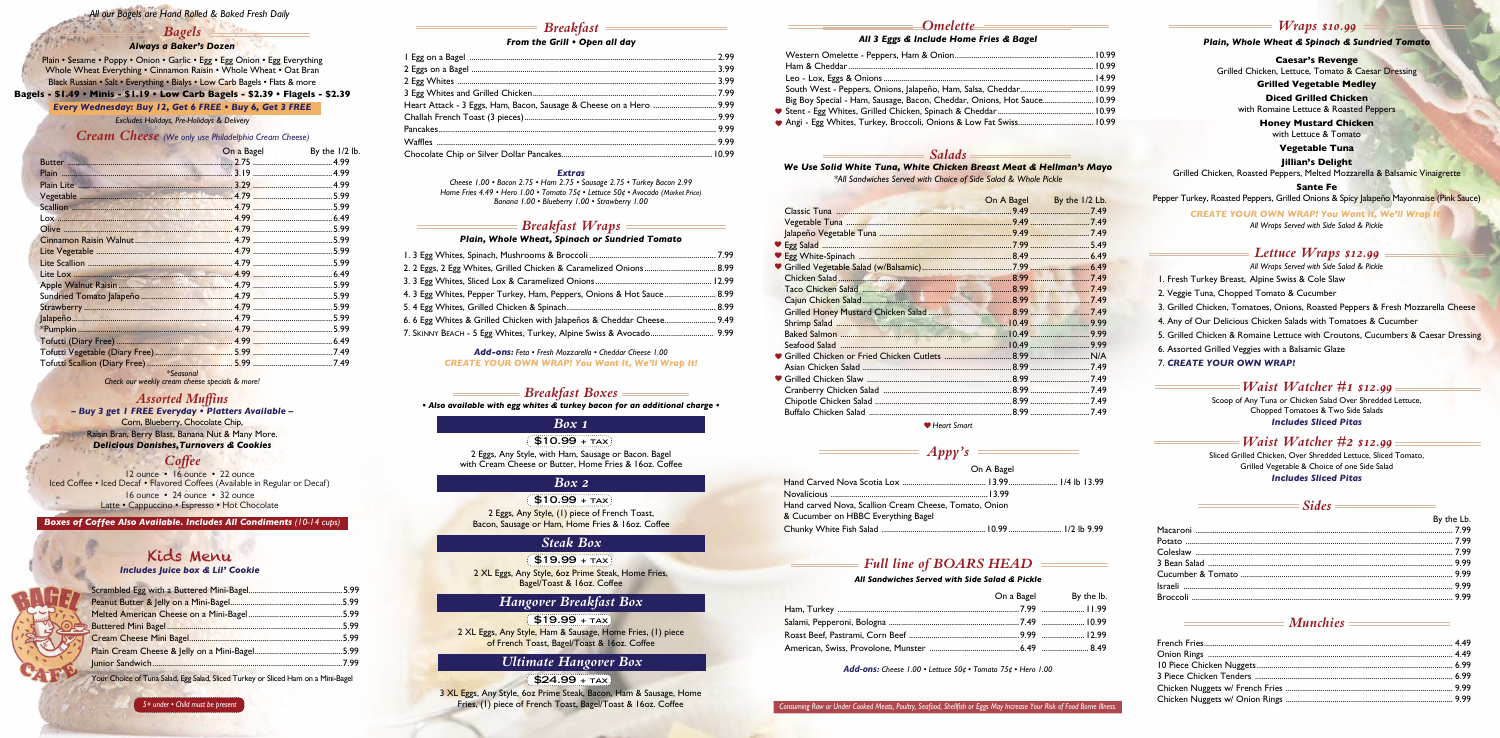*All our Bagels are Hand Rolled & Baked Fresh Daily*

## Bagels

***Always a Baker's Dozen***

Plain • Sesame • Poppy • Onion • Garlic • Egg • Egg Onion • Egg Everything Whole Wheat Everything • Cinnamon Raisin • Whole Wheat • Oat Bran Black Russian • Salt • Everything • Bialys • Low Carb Bagels • Flats & more

**Bagels - $1.49 • Minis - $1.19 • Low Carb Bagels - $2.39 • Flagels - $2.39**

***Every Wednesday: Buy 12, Get 6 FREE • Buy 6, Get 3 FREE***

*Excludes Holidays, Pre-Holidays & Delivery*

## Cream Cheese *(We only use Philadelphia Cream Cheese)*

| | On a Bagel | By the 1/2 lb. |
|---|---|---|
| Butter | 2.75 | 4.99 |
| Plain | 3.19 | 4.99 |
| Plain Lite | 3.29 | 4.99 |
| Vegetable | 4.79 | 5.99 |
| Scallion | 4.79 | 5.99 |
| Lox | 4.99 | 6.49 |
| Olive | 4.79 | 5.99 |
| Cinnamon Raisin Walnut | 4.79 | 5.99 |
| Lite Vegetable | 4.79 | 5.99 |
| Lite Scallion | 4.79 | 5.99 |
| Lite Lox | 4.99 | 6.49 |
| Apple Walnut Raisin | 4.79 | 5.99 |
| Sundried Tomato Jalapeño | 4.79 | 5.99 |
| Strawberry | 4.79 | 5.99 |
| Jalapeño | 4.79 | 5.99 |
| *Pumpkin | 4.79 | 5.99 |
| Tofutti (Diary Free) | 4.99 | 6.49 |
| Tofutti Vegetable (Diary Free) | 5.99 | 7.49 |
| Tofutti Scallion (Diary Free) | 5.99 | 7.49 |

*\*Seasonal*

*Check our weekly cream cheese specials & more!*

## Assorted Muffins

***– Buy 3 get 1 FREE Everyday • Platters Available –***

Corn, Blueberry, Chocolate Chip, Raisin Bran, Berry Blast, Banana Nut & Many More.

***Delicious Danishes, Turnovers & Cookies***

## Coffee

12 ounce • 16 ounce • 22 ounce

Iced Coffee • Iced Decaf • Flavored Coffees (Available in Regular or Decaf)

16 ounce • 24 ounce • 32 ounce

Latte • Cappuccino • Espresso • Hot Chocolate

***Boxes of Coffee Also Available. Includes All Condiments (10-14 cups)***

## Kids Menu

***Includes Juice box & Lil' Cookie***

| | |
|---|---|
| Scrambled Egg with a Buttered Mini-Bagel | 5.99 |
| Peanut Butter & Jelly on a Mini-Bagel | 5.99 |
| Melted American Cheese on a Mini-Bagel | 5.99 |
| Buttered Mini Bagel | 5.99 |
| Cream Cheese Mini Bagel | 5.99 |
| Plain Cream Cheese & Jelly on a Mini-Bagel | 5.99 |
| Junior Sandwich | 7.99 |

Your Choice of Tuna Salad, Egg Salad, Sliced Turkey or Sliced Ham on a Mini-Bagel

*5= under • Child must be present*

## Breakfast

***From the Grill • Open all day***

| | |
|---|---|
| 1 Egg on a Bagel | 2.99 |
| 2 Eggs on a Bagel | 3.99 |
| 2 Egg Whites | 3.99 |
| 3 Egg Whites and Grilled Chicken | 7.99 |
| Heart Attack - 3 Eggs, Ham, Bacon, Sausage & Cheese on a Hero | 9.99 |
| Challah French Toast (3 pieces) | 9.99 |
| Pancakes | 9.99 |
| Waffles | 9.99 |
| Chocolate Chip or Silver Dollar Pancakes | 10.99 |

***Extras***

*Cheese 1.00 • Bacon 2.75 • Ham 2.75 • Sausage 2.75 • Turkey Bacon 2.99 Home Fries 4.49 • Hero 1.00 • Tomato 75¢ • Lettuce 50¢ • Avocado (Market Price) Banana 1.00 • Blueberry 1.00 • Strawberry 1.00*

## Breakfast Wraps

***Plain, Whole Wheat, Spinach or Sundried Tomato***

| | |
|---|---|
| 1. 3 Egg Whites, Spinach, Mushrooms & Broccoli | 7.99 |
| 2. 2 Eggs, 2 Egg Whites, Grilled Chicken & Caramelized Onions | 8.99 |
| 3. 3 Egg Whites, Sliced Lox & Caramelized Onions | 12.99 |
| 4. 3 Egg Whites, Pepper Turkey, Ham, Peppers, Onions & Hot Sauce | 8.99 |
| 5. 4 Egg Whites, Grilled Chicken & Spinach | 8.99 |
| 6. 6 Egg Whites & Grilled Chicken with Jalapeños & Cheddar Cheese | 9.49 |
| 7. Skinny Beach - 5 Egg Whites, Turkey, Alpine Swiss & Avocado | 9.99 |

***Add-ons:** Feta • Fresh Mozzarella • Cheddar Cheese 1.00*

***CREATE YOUR OWN WRAP! You Want It, We'll Wrap It!***

## Breakfast Boxes

*• Also available with egg whites & turkey bacon for an additional charge •*

### Box 1

**$10.99 + TAX**

2 Eggs, Any Style, with Ham, Sausage or Bacon. Bagel with Cream Cheese or Butter, Home Fries & 16oz. Coffee

### Box 2

**$10.99 + TAX**

2 Eggs, Any Style, (1) piece of French Toast, Bacon, Sausage or Ham, Home Fries & 16oz. Coffee

### Steak Box

**$19.99 + TAX**

2 XL Eggs, Any Style, 6oz Prime Steak, Home Fries, Bagel/Toast & 16oz. Coffee

### Hangover Breakfast Box

**$19.99 + TAX**

2 XL Eggs, Any Style, Ham & Sausage, Home Fries, (1) piece of French Toast, Bagel/Toast & 16oz. Coffee

### Ultimate Hangover Box

**$24.99 + TAX**

3 XL Eggs, Any Style, 6oz Prime Steak, Bacon, Ham & Sausage, Home Fries, (1) piece of French Toast, Bagel/Toast & 16oz. Coffee

## Omelette

***All 3 Eggs & Include Home Fries & Bagel***

| | |
|---|---|
| Western Omelette - Peppers, Ham & Onion | 10.99 |
| Ham & Cheddar | 10.99 |
| Leo - Lox, Eggs & Onions | 14.99 |
| South West - Peppers, Onions, Jalapeño, Ham, Salsa, Cheddar | 10.99 |
| Big Boy Special - Ham, Sausage, Bacon, Cheddar, Onions, Hot Sauce | 10.99 |
| ♥ Stent - Egg Whites, Grilled Chicken, Spinach & Cheddar | 10.99 |
| ♥ Angi - Egg Whites, Turkey, Broccoli, Onions & Low Fat Swiss | 10.99 |

## Salads

***We Use Solid White Tuna, White Chicken Breast Meat & Hellman's Mayo***

*\*All Sandwiches Served with Choice of Side Salad & Whole Pickle*

| | On A Bagel | By the 1/2 Lb. |
|---|---|---|
| Classic Tuna | 9.49 | 7.49 |
| Vegetable Tuna | 9.49 | 7.49 |
| Jalapeño Vegetable Tuna | 9.49 | 7.49 |
| ♥ Egg Salad | 7.99 | 5.49 |
| ♥ Egg White-Spinach | 8.49 | 6.49 |
| ♥ Grilled Vegetable Salad (w/Balsamic) | 7.99 | 6.49 |
| Chicken Salad | 8.99 | 7.49 |
| Taco Chicken Salad | 8.99 | 7.49 |
| Cajun Chicken Salad | 8.99 | 7.49 |
| Grilled Honey Mustard Chicken Salad | 8.99 | 7.49 |
| Shrimp Salad | 10.49 | 9.99 |
| Baked Salmon | 10.49 | 9.99 |
| Seafood Salad | 10.49 | 9.99 |
| ♥ Grilled Chicken or Fried Chicken Cutlets | 8.99 | N/A |
| Asian Chicken Salad | 8.99 | 7.49 |
| ♥ Grilled Chicken Slaw | 8.99 | 7.49 |
| Cranberry Chicken Salad | 8.99 | 7.49 |
| Chipotle Chicken Salad | 8.99 | 7.49 |
| Buffalo Chicken Salad | 8.99 | 7.49 |

*♥ Heart Smart*

## Appy's

| | On A Bagel | |
|---|---|---|
| Hand Carved Nova Scotia Lox | 13.99 | 1/4 lb 13.99 |
| Novalicious | 13.99 | |
| Hand carved Nova, Scallion Cream Cheese, Tomato, Onion & Cucumber on HBBC Everything Bagel | | |
| Chunky White Fish Salad | 10.99 | 1/2 lb 9.99 |

## Full line of BOARS HEAD

***All Sandwiches Served with Side Salad & Pickle***

| | On a Bagel | By the lb. |
|---|---|---|
| Ham, Turkey | 7.99 | 11.99 |
| Salami, Pepperoni, Bologna | 7.49 | 10.99 |
| Roast Beef, Pastrami, Corn Beef | 9.99 | 12.99 |
| American, Swiss, Provolone, Munster | 6.49 | 8.49 |

***Add-ons:** Cheese 1.00 • Lettuce 50¢ • Tomato 75¢ • Hero 1.00*

*Consuming Raw or Under Cooked Meats, Poultry, Seafood, Shellfish or Eggs May Increase Your Risk of Food Borne Illness.*

## Wraps $10.99

***Plain, Whole Wheat & Spinach & Sundried Tomato***

**Caesar's Revenge**
Grilled Chicken, Lettuce, Tomato & Caesar Dressing

**Grilled Vegetable Medley**

**Diced Grilled Chicken**
with Romaine Lettuce & Roasted Peppers

**Honey Mustard Chicken**
with Lettuce & Tomato

**Vegetable Tuna**

**Jillian's Delight**
Grilled Chicken, Roasted Peppers, Melted Mozzarella & Balsamic Vinaigrette

**Sante Fe**
Pepper Turkey, Roasted Peppers, Grilled Onions & Spicy Jalapeño Mayonnaise (Pink Sauce)

***CREATE YOUR OWN WRAP! You Want It, We'll Wrap It!***

*All Wraps Served with Side Salad & Pickle*

## Lettuce Wraps $12.99

*All Wraps Served with Side Salad & Pickle*

1. Fresh Turkey Breast, Alpine Swiss & Cole Slaw
2. Veggie Tuna, Chopped Tomato & Cucumber
3. Grilled Chicken, Tomatoes, Onions, Roasted Peppers & Fresh Mozzarella Cheese
4. Any of Our Delicious Chicken Salads with Tomatoes & Cucumber
5. Grilled Chicken & Romaine Lettuce with Croutons, Cucumbers & Caesar Dressing
6. Assorted Grilled Veggies with a Balsamic Glaze
7. ***CREATE YOUR OWN WRAP!***

## Waist Watcher #1 $12.99

Scoop of Any Tuna or Chicken Salad Over Shredded Lettuce, Chopped Tomatoes & Two Side Salads

***Includes Sliced Pitas***

## Waist Watcher #2 $12.99

Sliced Grilled Chicken, Over Shredded Lettuce, Sliced Tomato, Grilled Vegetable & Choice of one Side Salad

***Includes Sliced Pitas***

## Sides

| | By the Lb. |
|---|---|
| Macaroni | 7.99 |
| Potato | 7.99 |
| Coleslaw | 7.99 |
| 3 Bean Salad | 9.99 |
| Cucumber & Tomato | 9.99 |
| Israeli | 9.99 |
| Broccoli | 9.99 |

## Munchies

| | |
|---|---|
| French Fries | 4.49 |
| Onion Rings | 4.49 |
| 10 Piece Chicken Nuggets | 6.99 |
| 3 Piece Chicken Tenders | 6.99 |
| Chicken Nuggets w/ French Fries | 9.99 |
| Chicken Nuggets w/ Onion Rings | 9.99 |